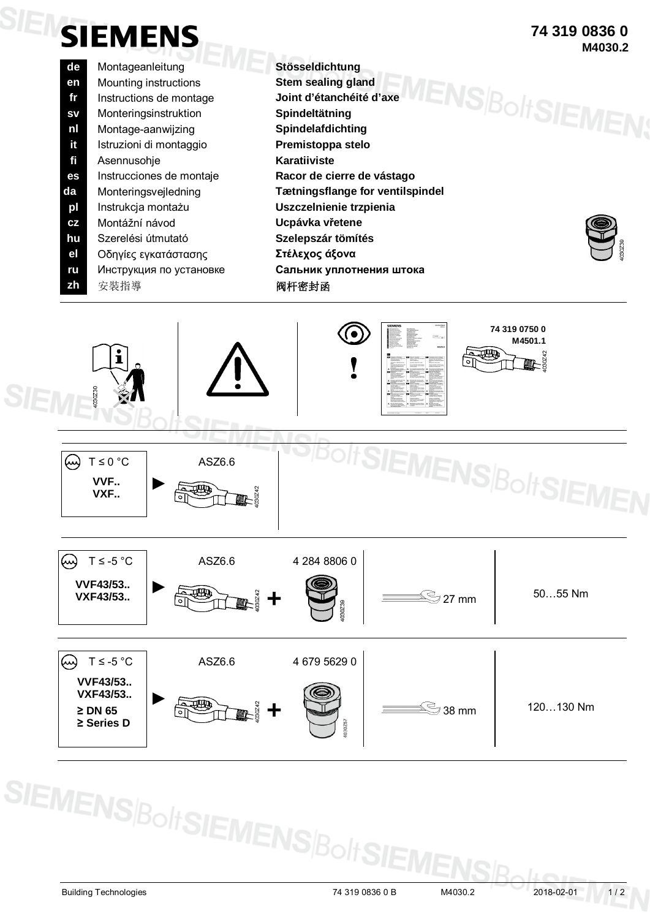**74 319 0836 0**
**M4030.2**

# SIEMENS

| | | |
|---|---|---|
| **de** | Montageanleitung | **Stösseldichtung** |
| **en** | Mounting instructions | **Stem sealing gland** |
| **fr** | Instructions de montage | **Joint d'étanchéité d'axe** |
| **sv** | Monteringsinstruktion | **Spindeltätning** |
| **nl** | Montage-aanwijzing | **Spindelafdichting** |
| **it** | Istruzioni di montaggio | **Premistoppa stelo** |
| **fi** | Asennusohje | **Karatiiviste** |
| **es** | Instrucciones de montaje | **Racor de cierre de vástago** |
| **da** | Monteringsvejledning | **Tætningsflange for ventilspindel** |
| **pl** | Instrukcja montażu | **Uszczelnienie trzpienia** |
| **cz** | Montážní návod | **Ucpávka vřetene** |
| **hu** | Szerelési útmutató | **Szelepszár tömítés** |
| **el** | Οδηγίες εγκατάστασης | **Στέλεχος άξονα** |
| **ru** | Инструкция по установке | **Сальник уплотнения штока** |
| **zh** | 安裝指導 | **阀杆密封函** |

4030Z39

4030Z30

**74 319 0750 0**
**M4501.1**

4030Z42

| | | | | |
|---|---|---|---|---|
| T ≤ 0 °C **VVF.. VXF..** | ASZ6.6 | | | |
| T ≤ -5 °C **VVF43/53.. VXF43/53..** | ASZ6.6 + 4 284 8806 0 | | 27 mm | 50…55 Nm |
| T ≤ -5 °C **VVF43/53.. VXF43/53.. ≥ DN 65 ≥ Series D** | ASZ6.6 + 4 679 5629 0 | | 38 mm | 120…130 Nm |

Building Technologies — 74 319 0836 0 B — M4030.2 — 2018-02-01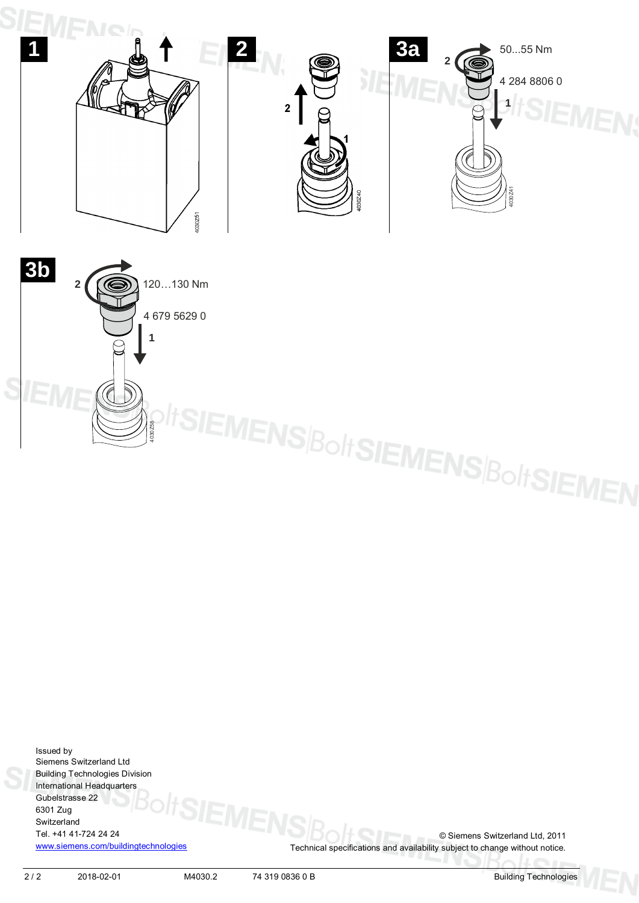**1**

4030Z51

**2**

2

1

4030Z40

**3a**

2

50...55 Nm

4 284 8806 0

1

4030Z41

**3b**

2

120…130 Nm

4 679 5629 0

1

4030Z58

Issued by
Siemens Switzerland Ltd
Building Technologies Division
International Headquarters
Gubelstrasse 22
6301 Zug
Switzerland
Tel. +41 41-724 24 24
[www.siemens.com/buildingtechnologies](http://www.siemens.com/buildingtechnologies)

© Siemens Switzerland Ltd, 2011
Technical specifications and availability subject to change without notice.

2018-02-01 M4030.2 74 319 0836 0 B